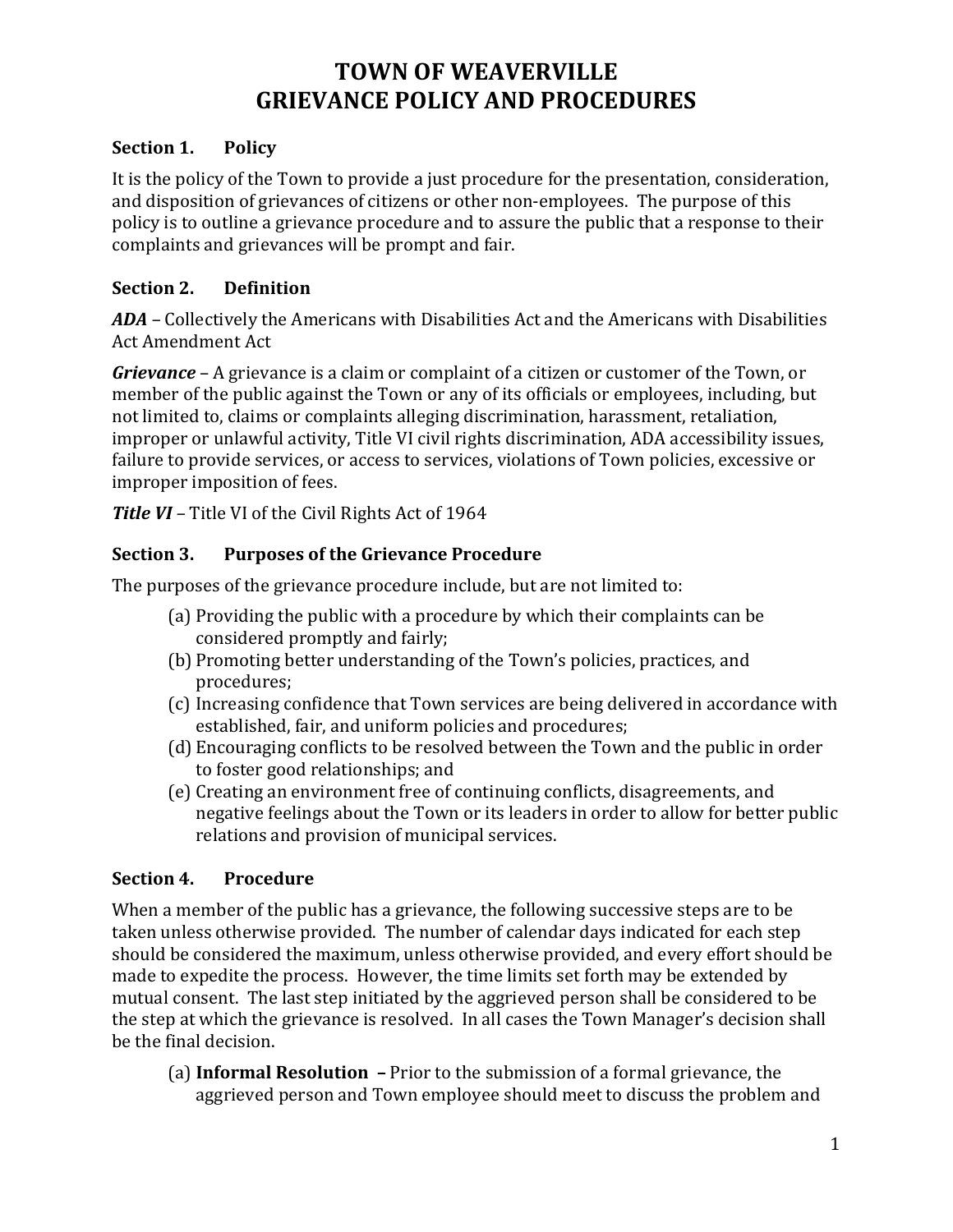# TOWN OF WEAVERVILLE
# GRIEVANCE POLICY AND PROCEDURES

## Section 1. Policy

It is the policy of the Town to provide a just procedure for the presentation, consideration, and disposition of grievances of citizens or other non-employees. The purpose of this policy is to outline a grievance procedure and to assure the public that a response to their complaints and grievances will be prompt and fair.

## Section 2. Definition

***ADA*** – Collectively the Americans with Disabilities Act and the Americans with Disabilities Act Amendment Act

***Grievance*** – A grievance is a claim or complaint of a citizen or customer of the Town, or member of the public against the Town or any of its officials or employees, including, but not limited to, claims or complaints alleging discrimination, harassment, retaliation, improper or unlawful activity, Title VI civil rights discrimination, ADA accessibility issues, failure to provide services, or access to services, violations of Town policies, excessive or improper imposition of fees.

***Title VI*** – Title VI of the Civil Rights Act of 1964

## Section 3. Purposes of the Grievance Procedure

The purposes of the grievance procedure include, but are not limited to:

(a) Providing the public with a procedure by which their complaints can be considered promptly and fairly;
(b) Promoting better understanding of the Town's policies, practices, and procedures;
(c) Increasing confidence that Town services are being delivered in accordance with established, fair, and uniform policies and procedures;
(d) Encouraging conflicts to be resolved between the Town and the public in order to foster good relationships; and
(e) Creating an environment free of continuing conflicts, disagreements, and negative feelings about the Town or its leaders in order to allow for better public relations and provision of municipal services.

## Section 4. Procedure

When a member of the public has a grievance, the following successive steps are to be taken unless otherwise provided. The number of calendar days indicated for each step should be considered the maximum, unless otherwise provided, and every effort should be made to expedite the process. However, the time limits set forth may be extended by mutual consent. The last step initiated by the aggrieved person shall be considered to be the step at which the grievance is resolved. In all cases the Town Manager's decision shall be the final decision.

(a) **Informal Resolution –** Prior to the submission of a formal grievance, the aggrieved person and Town employee should meet to discuss the problem and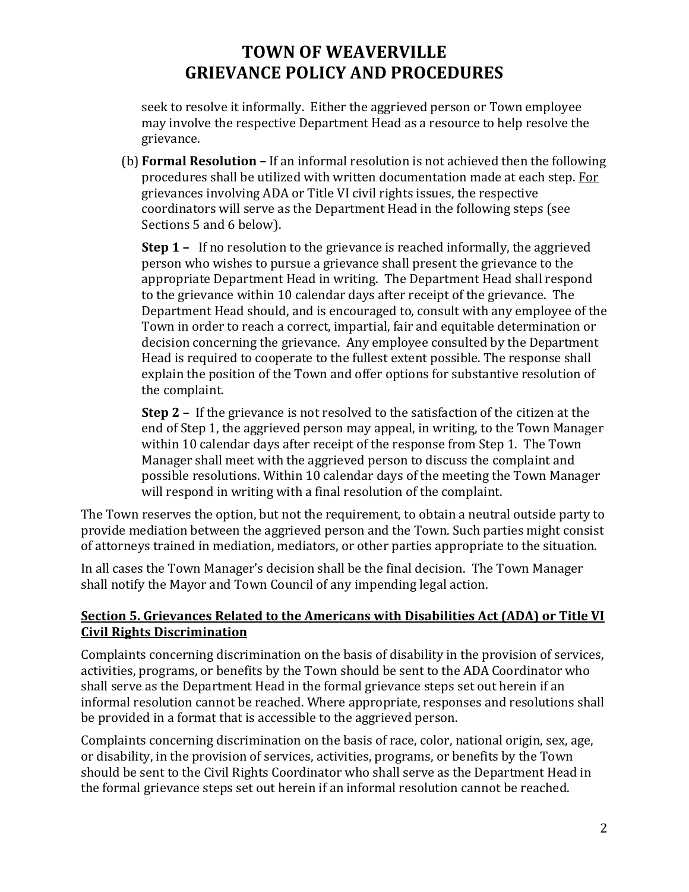seek to resolve it informally. Either the aggrieved person or Town employee may involve the respective Department Head as a resource to help resolve the grievance.

(b) **Formal Resolution –** If an informal resolution is not achieved then the following procedures shall be utilized with written documentation made at each step. For grievances involving ADA or Title VI civil rights issues, the respective coordinators will serve as the Department Head in the following steps (see Sections 5 and 6 below).

**Step 1 –** If no resolution to the grievance is reached informally, the aggrieved person who wishes to pursue a grievance shall present the grievance to the appropriate Department Head in writing. The Department Head shall respond to the grievance within 10 calendar days after receipt of the grievance. The Department Head should, and is encouraged to, consult with any employee of the Town in order to reach a correct, impartial, fair and equitable determination or decision concerning the grievance. Any employee consulted by the Department Head is required to cooperate to the fullest extent possible. The response shall explain the position of the Town and offer options for substantive resolution of the complaint.

**Step 2 –** If the grievance is not resolved to the satisfaction of the citizen at the end of Step 1, the aggrieved person may appeal, in writing, to the Town Manager within 10 calendar days after receipt of the response from Step 1. The Town Manager shall meet with the aggrieved person to discuss the complaint and possible resolutions. Within 10 calendar days of the meeting the Town Manager will respond in writing with a final resolution of the complaint.

The Town reserves the option, but not the requirement, to obtain a neutral outside party to provide mediation between the aggrieved person and the Town. Such parties might consist of attorneys trained in mediation, mediators, or other parties appropriate to the situation.

In all cases the Town Manager's decision shall be the final decision. The Town Manager shall notify the Mayor and Town Council of any impending legal action.

## Section 5. Grievances Related to the Americans with Disabilities Act (ADA) or Title VI Civil Rights Discrimination

Complaints concerning discrimination on the basis of disability in the provision of services, activities, programs, or benefits by the Town should be sent to the ADA Coordinator who shall serve as the Department Head in the formal grievance steps set out herein if an informal resolution cannot be reached. Where appropriate, responses and resolutions shall be provided in a format that is accessible to the aggrieved person.

Complaints concerning discrimination on the basis of race, color, national origin, sex, age, or disability, in the provision of services, activities, programs, or benefits by the Town should be sent to the Civil Rights Coordinator who shall serve as the Department Head in the formal grievance steps set out herein if an informal resolution cannot be reached.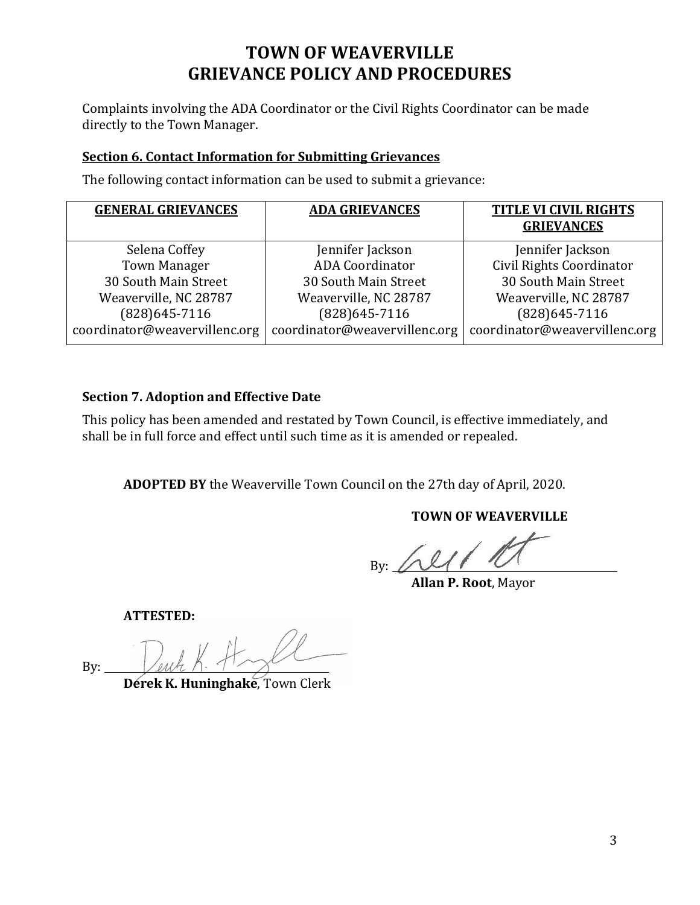# TOWN OF WEAVERVILLE
# GRIEVANCE POLICY AND PROCEDURES

Complaints involving the ADA Coordinator or the Civil Rights Coordinator can be made directly to the Town Manager.

## Section 6. Contact Information for Submitting Grievances

The following contact information can be used to submit a grievance:

| GENERAL GRIEVANCES | ADA GRIEVANCES | TITLE VI CIVIL RIGHTS GRIEVANCES |
|---|---|---|
| Selena Coffey<br>Town Manager<br>30 South Main Street<br>Weaverville, NC 28787<br>(828)645-7116<br>coordinator@weavervillenc.org | Jennifer Jackson<br>ADA Coordinator<br>30 South Main Street<br>Weaverville, NC 28787<br>(828)645-7116<br>coordinator@weavervillenc.org | Jennifer Jackson<br>Civil Rights Coordinator<br>30 South Main Street<br>Weaverville, NC 28787<br>(828)645-7116<br>coordinator@weavervillenc.org |

## Section 7. Adoption and Effective Date

This policy has been amended and restated by Town Council, is effective immediately, and shall be in full force and effect until such time as it is amended or repealed.

**ADOPTED BY** the Weaverville Town Council on the 27th day of April, 2020.

**TOWN OF WEAVERVILLE**

By: ______________________

**Allan P. Root**, Mayor

**ATTESTED:**

By: ______________________

**Derek K. Huninghake**, Town Clerk